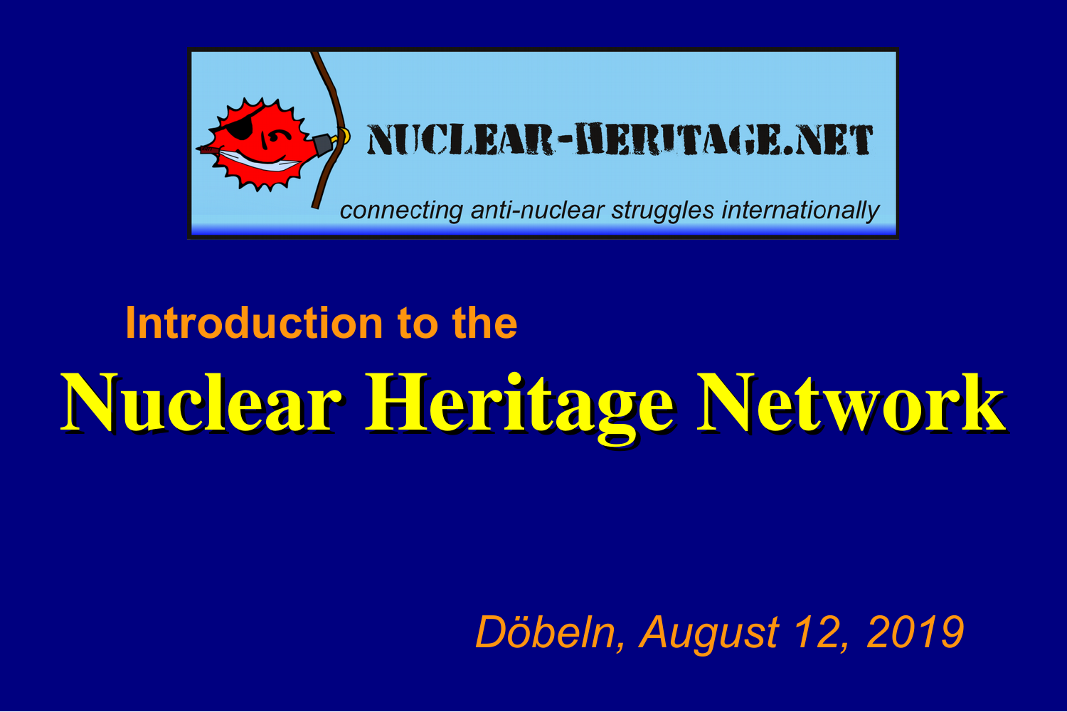NUCLEAR-HERITAGE.NET

*connecting anti-nuclear struggles internationally*

Introduction to the

# Nuclear Heritage Network

*Döbeln, August 12, 2019*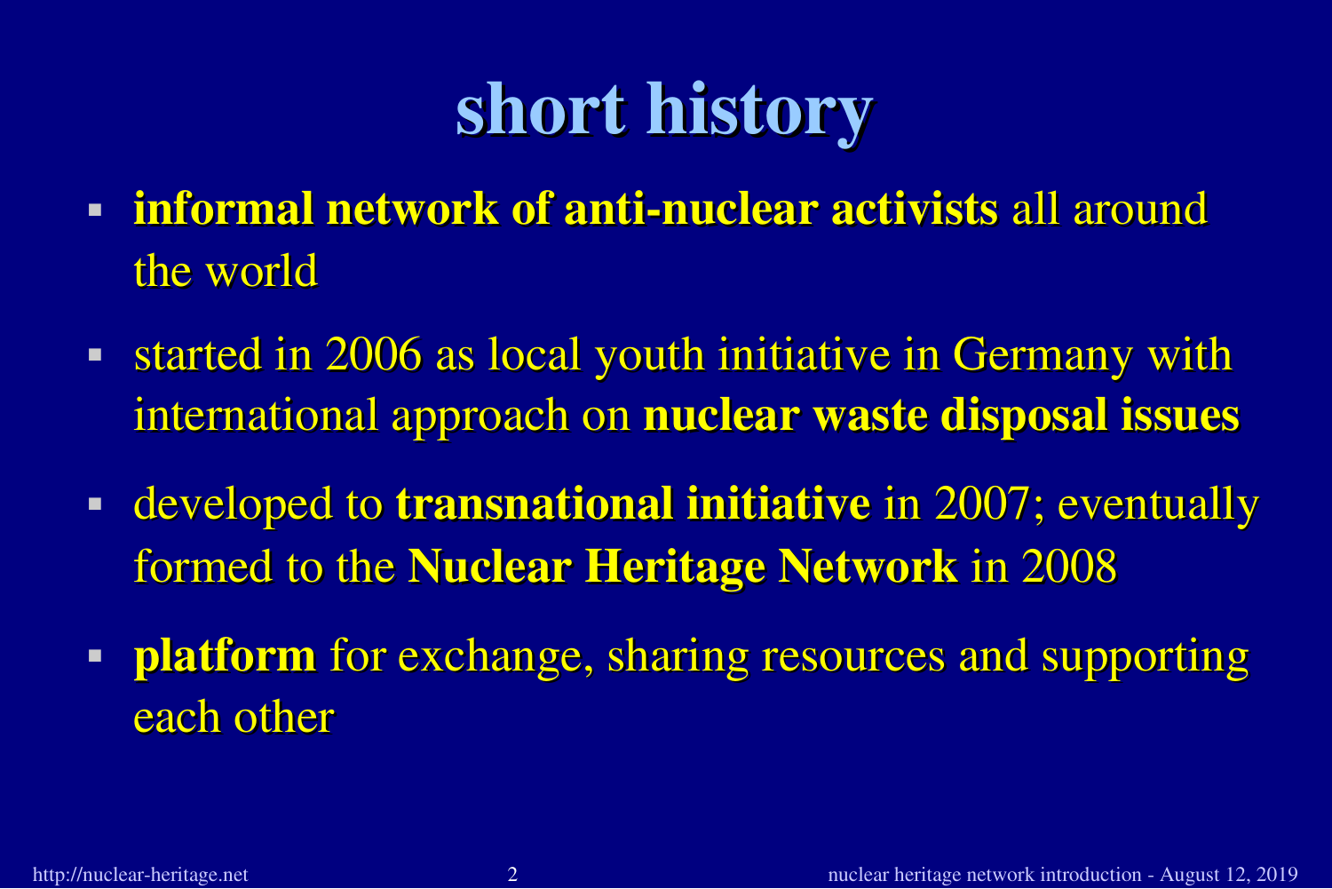# short history

- **informal network of anti-nuclear activists** all around the world
- started in 2006 as local youth initiative in Germany with international approach on **nuclear waste disposal issues**
- developed to **transnational initiative** in 2007; eventually formed to the **Nuclear Heritage Network** in 2008
- **platform** for exchange, sharing resources and supporting each other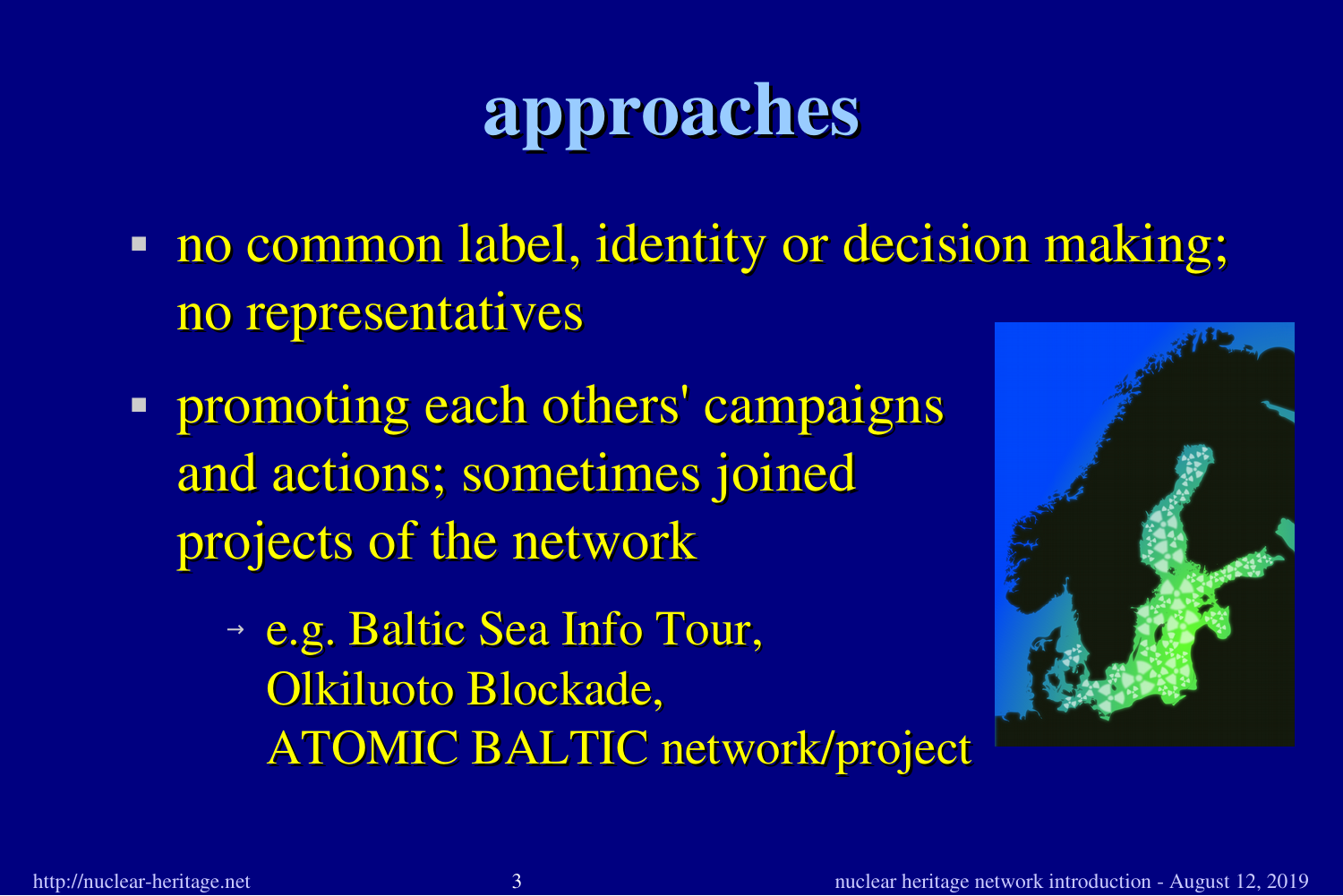# approaches

- no common label, identity or decision making; no representatives
- promoting each others' campaigns and actions; sometimes joined projects of the network
  - e.g. Baltic Sea Info Tour, Olkiluoto Blockade, ATOMIC BALTIC network/project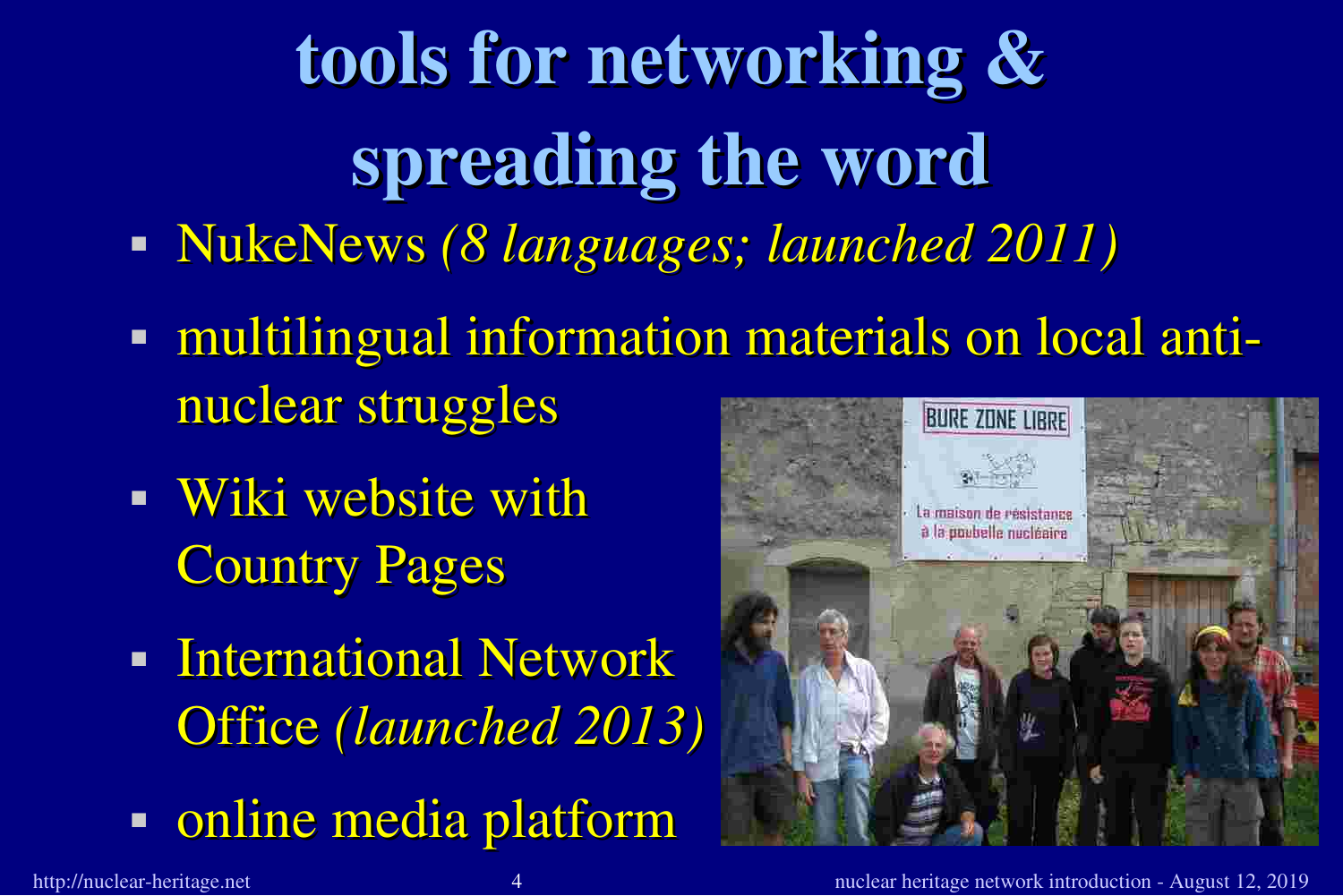# tools for networking & spreading the word

- NukeNews *(8 languages; launched 2011)*
- multilingual information materials on local anti-nuclear struggles
- Wiki website with Country Pages
- International Network Office *(launched 2013)*
- online media platform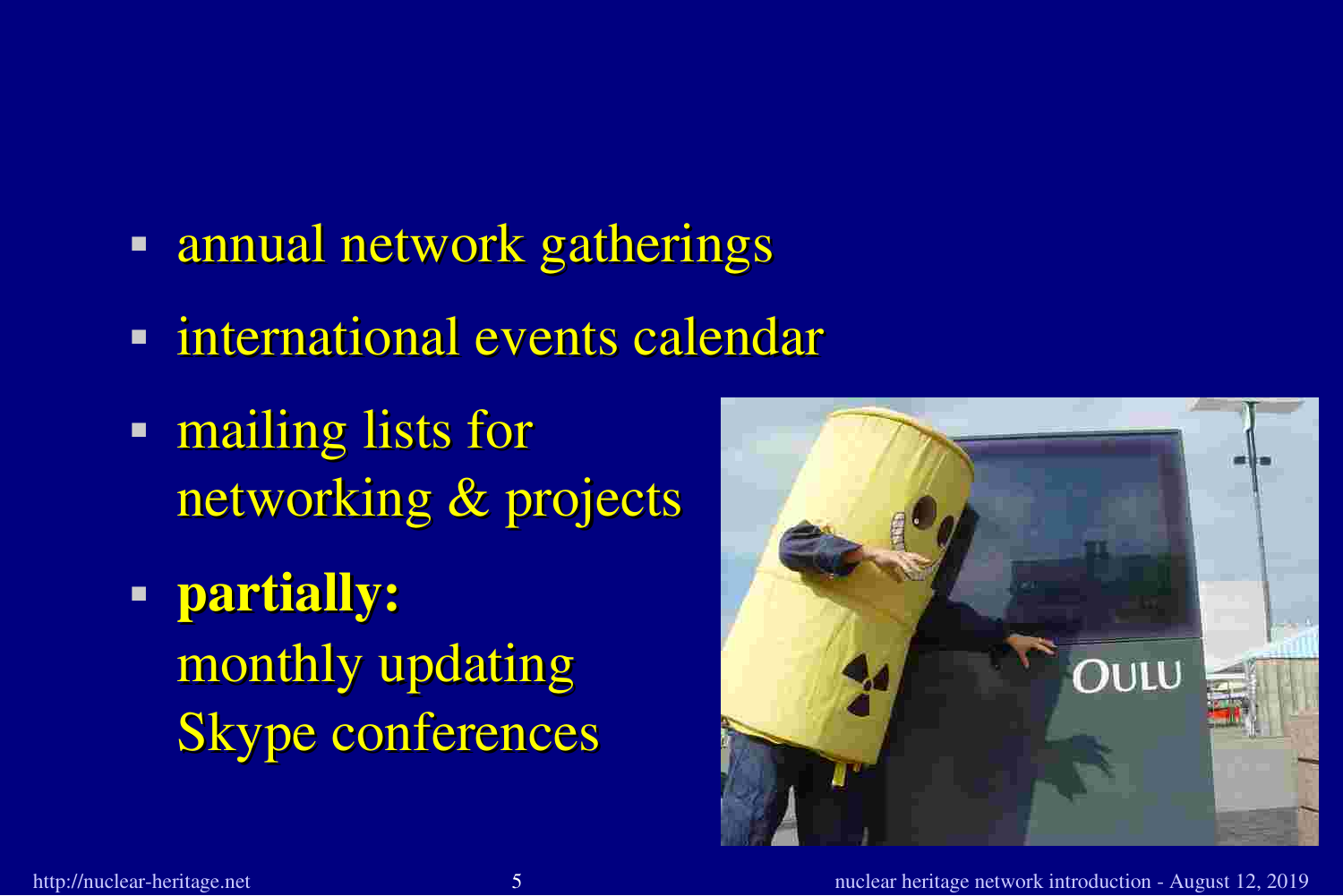- annual network gatherings
- international events calendar
- mailing lists for networking & projects
- **partially:** monthly updating Skype conferences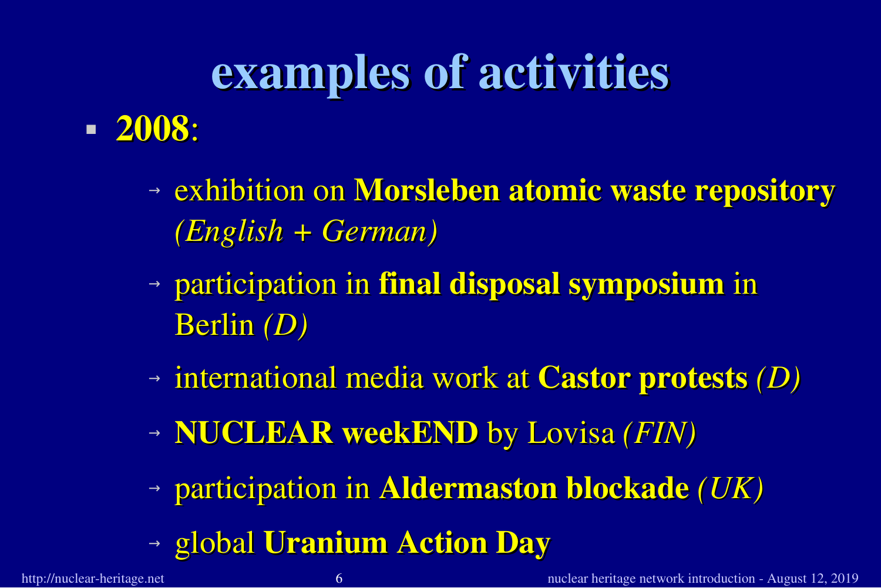# examples of activities

- **2008**:
  - exhibition on **Morsleben atomic waste repository** *(English + German)*
  - participation in **final disposal symposium** in Berlin *(D)*
  - international media work at **Castor protests** *(D)*
  - **NUCLEAR weekEND** by Lovisa *(FIN)*
  - participation in **Aldermaston blockade** *(UK)*
  - global **Uranium Action Day**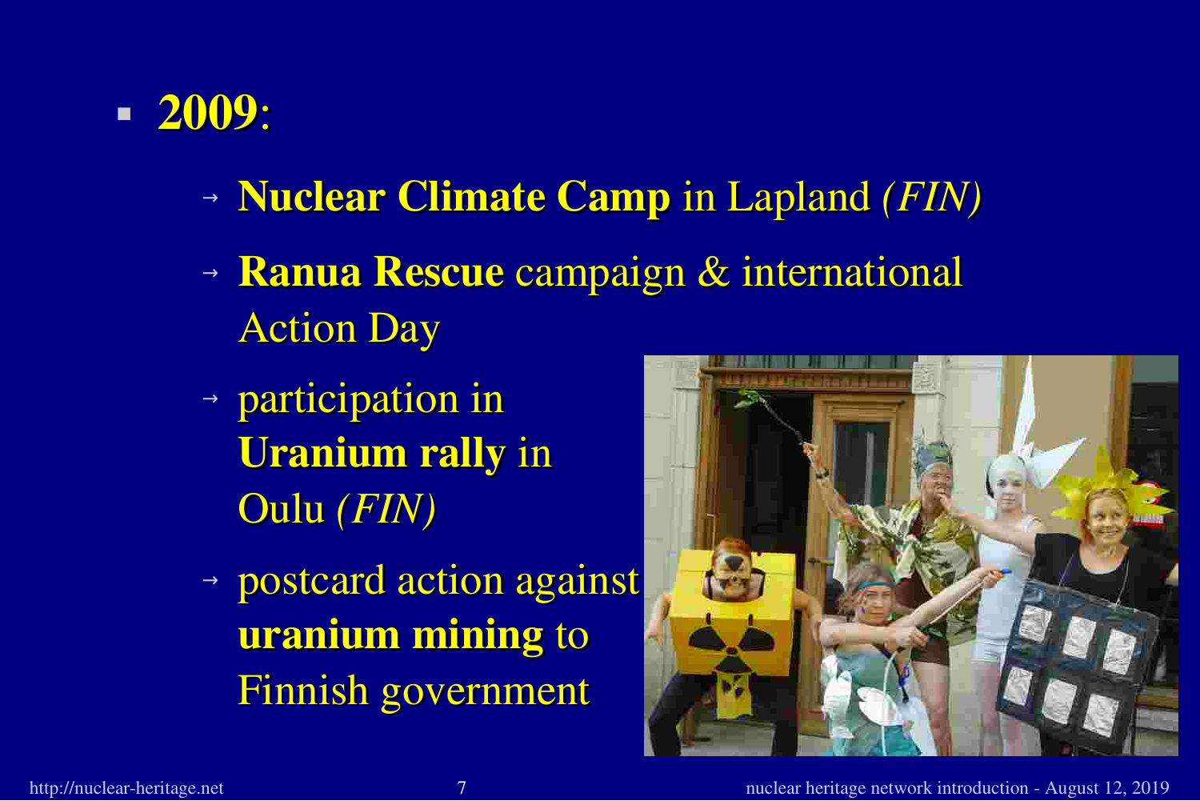- **2009**:
  - **Nuclear Climate Camp** in Lapland *(FIN)*
  - **Ranua Rescue** campaign & international Action Day
  - participation in **Uranium rally** in Oulu *(FIN)*
  - postcard action against **uranium mining** to Finnish government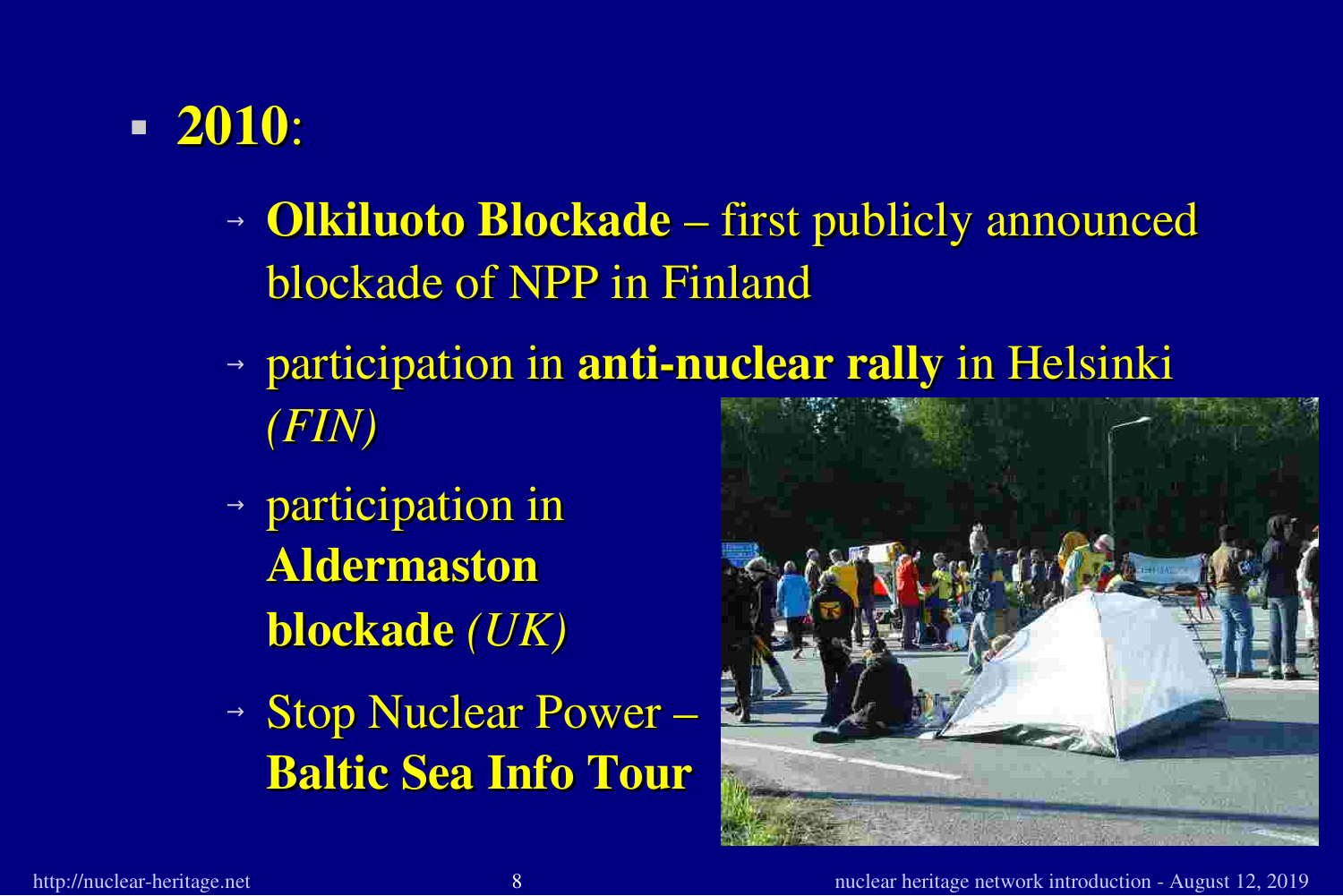- **2010**:
  - **Olkiluoto Blockade** – first publicly announced blockade of NPP in Finland
  - participation in **anti-nuclear rally** in Helsinki *(FIN)*
  - participation in **Aldermaston blockade** *(UK)*
  - Stop Nuclear Power – **Baltic Sea Info Tour**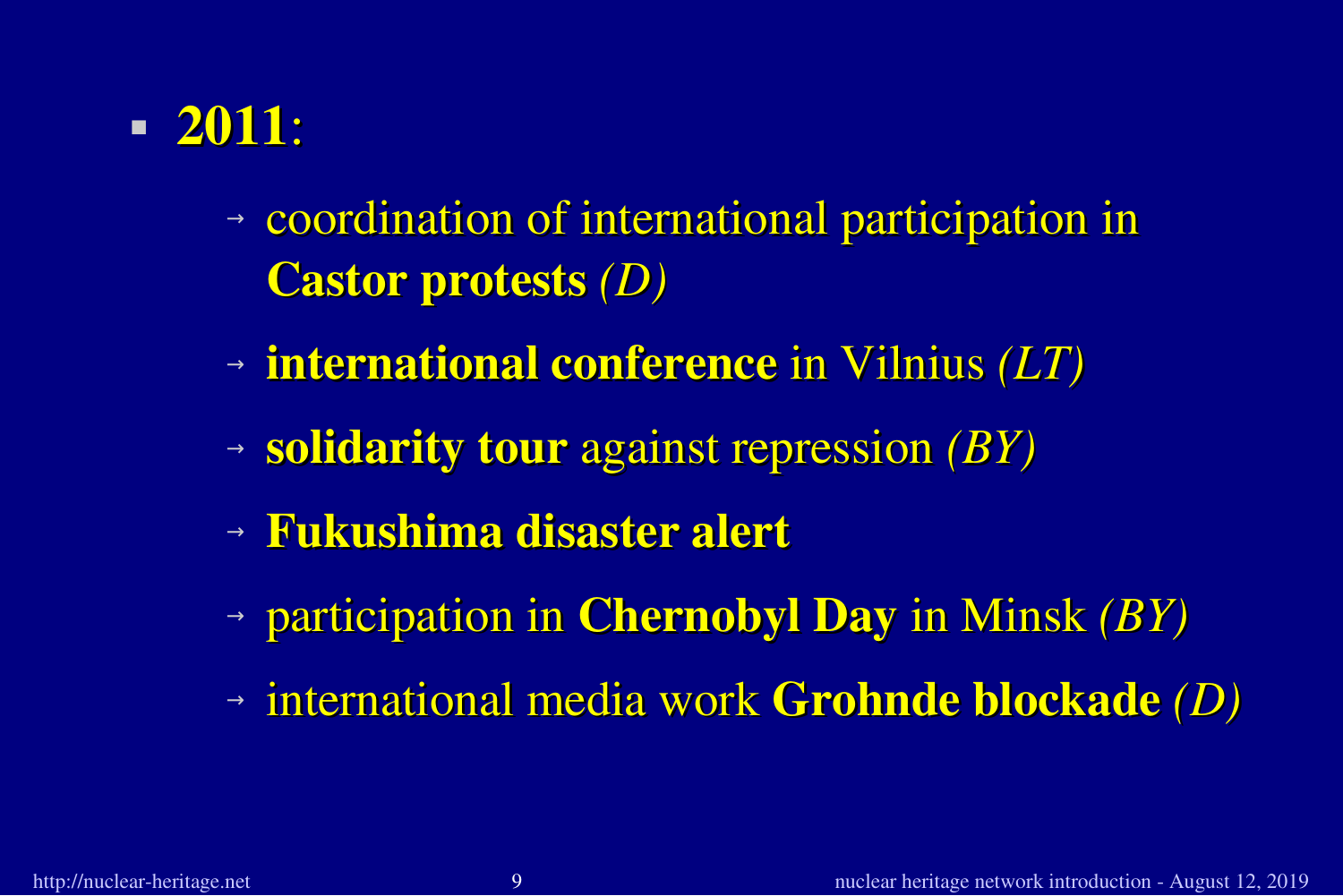- **2011**:
  - coordination of international participation in **Castor protests** *(D)*
  - **international conference** in Vilnius *(LT)*
  - **solidarity tour** against repression *(BY)*
  - **Fukushima disaster alert**
  - participation in **Chernobyl Day** in Minsk *(BY)*
  - international media work **Grohnde blockade** *(D)*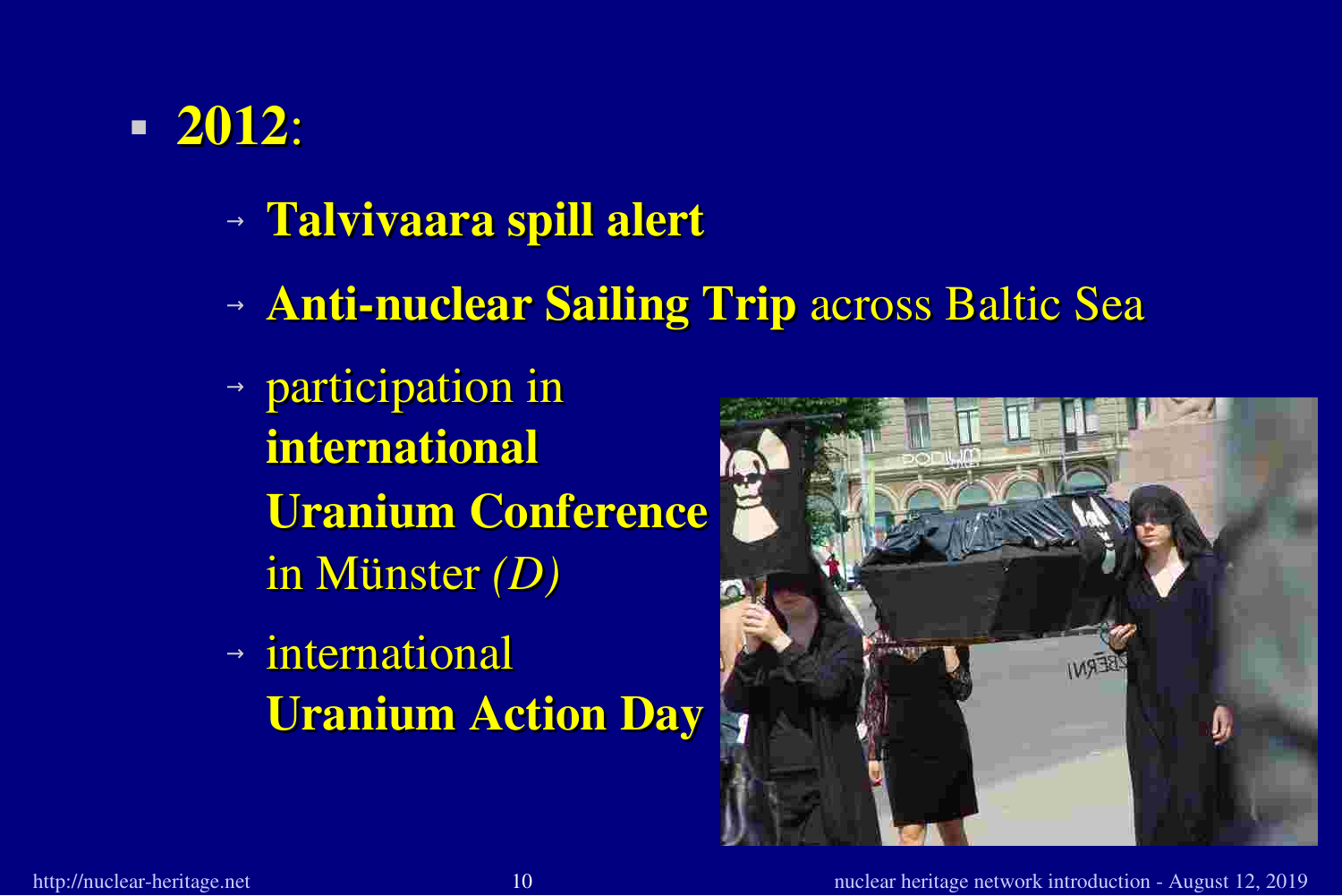- **2012**:
  - **Talvivaara spill alert**
  - **Anti-nuclear Sailing Trip** across Baltic Sea
  - participation in **international Uranium Conference** in Münster *(D)*
  - international **Uranium Action Day**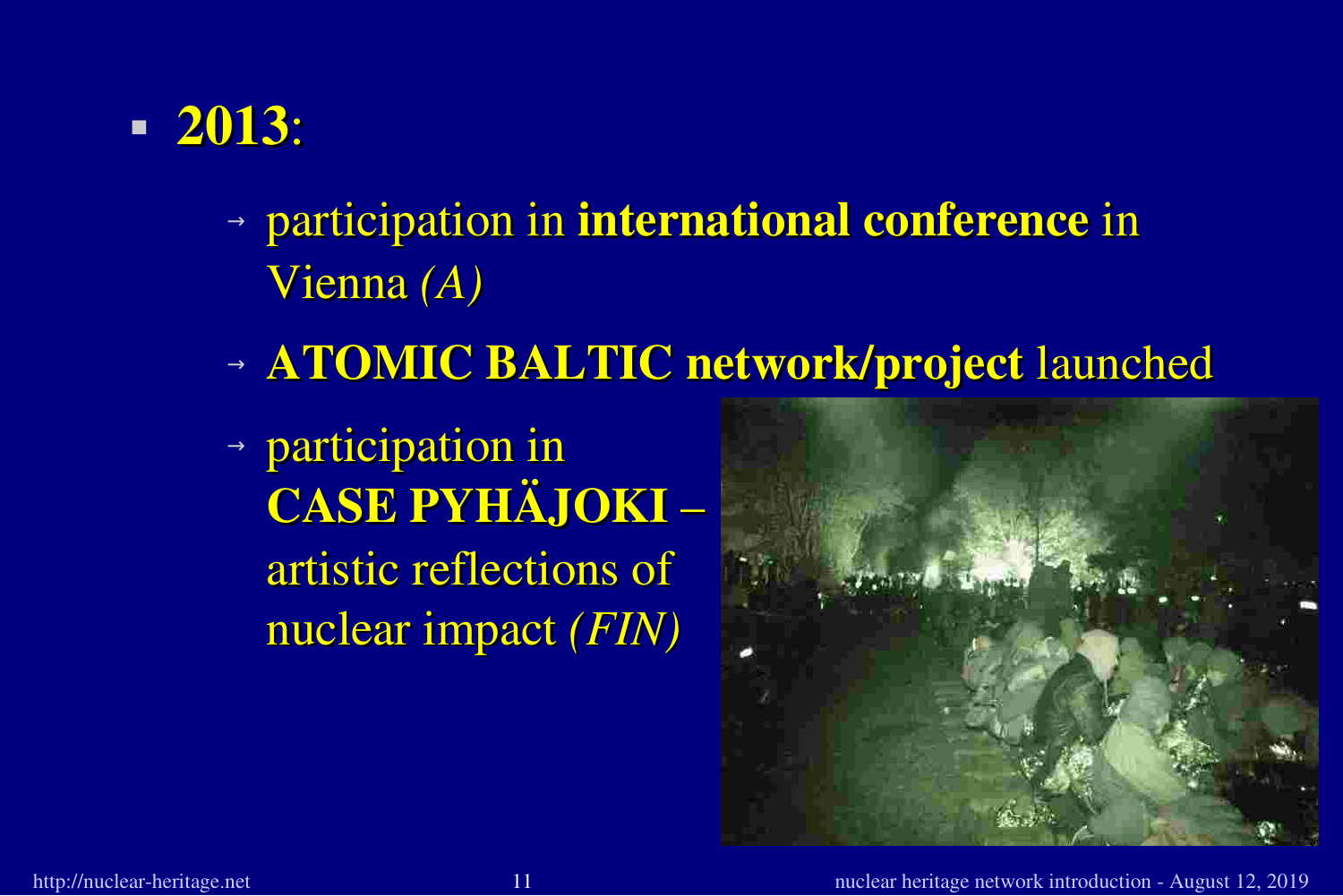- **2013**:
  - participation in **international conference** in Vienna *(A)*
  - **ATOMIC BALTIC network/project** launched
  - participation in **CASE PYHÄJOKI** – artistic reflections of nuclear impact *(FIN)*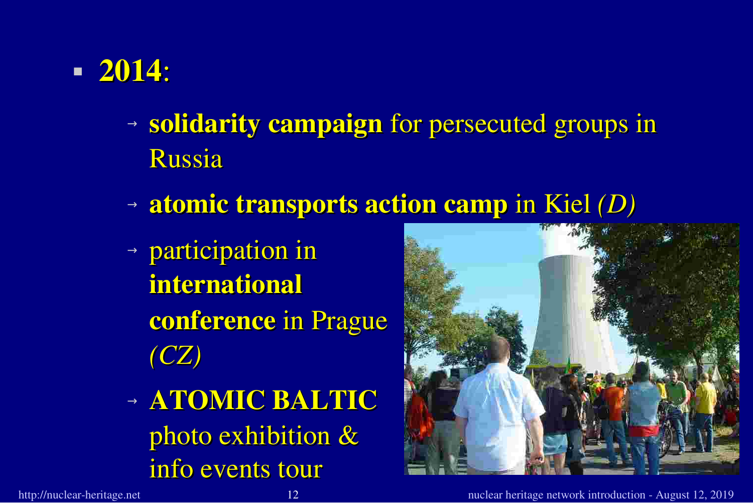- **2014**:
  - **solidarity campaign** for persecuted groups in Russia
  - **atomic transports action camp** in Kiel *(D)*
  - participation in **international conference** in Prague *(CZ)*
  - **ATOMIC BALTIC** photo exhibition & info events tour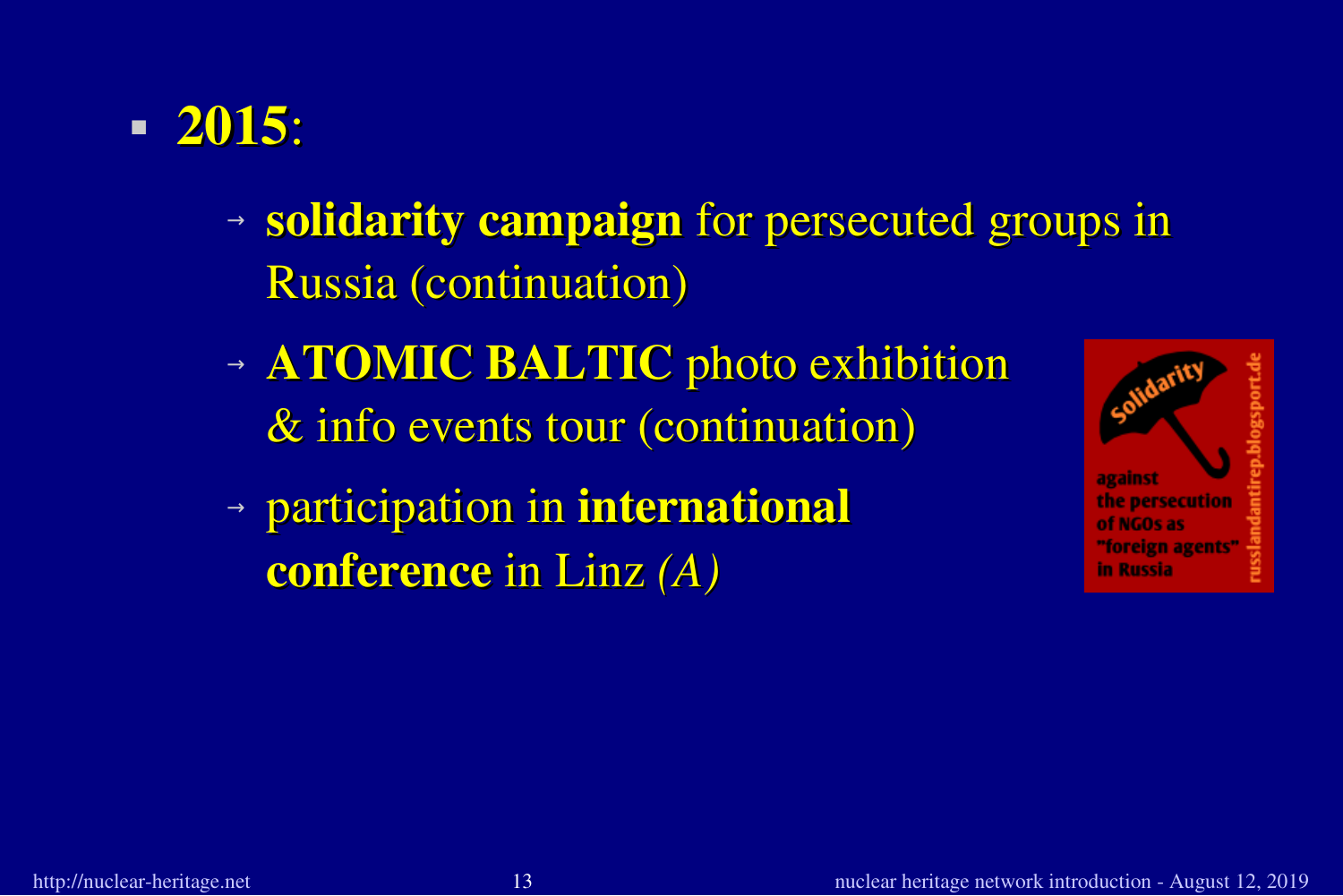- **2015**:
  - **solidarity campaign** for persecuted groups in Russia (continuation)
  - **ATOMIC BALTIC** photo exhibition & info events tour (continuation)
  - participation in **international conference** in Linz *(A)*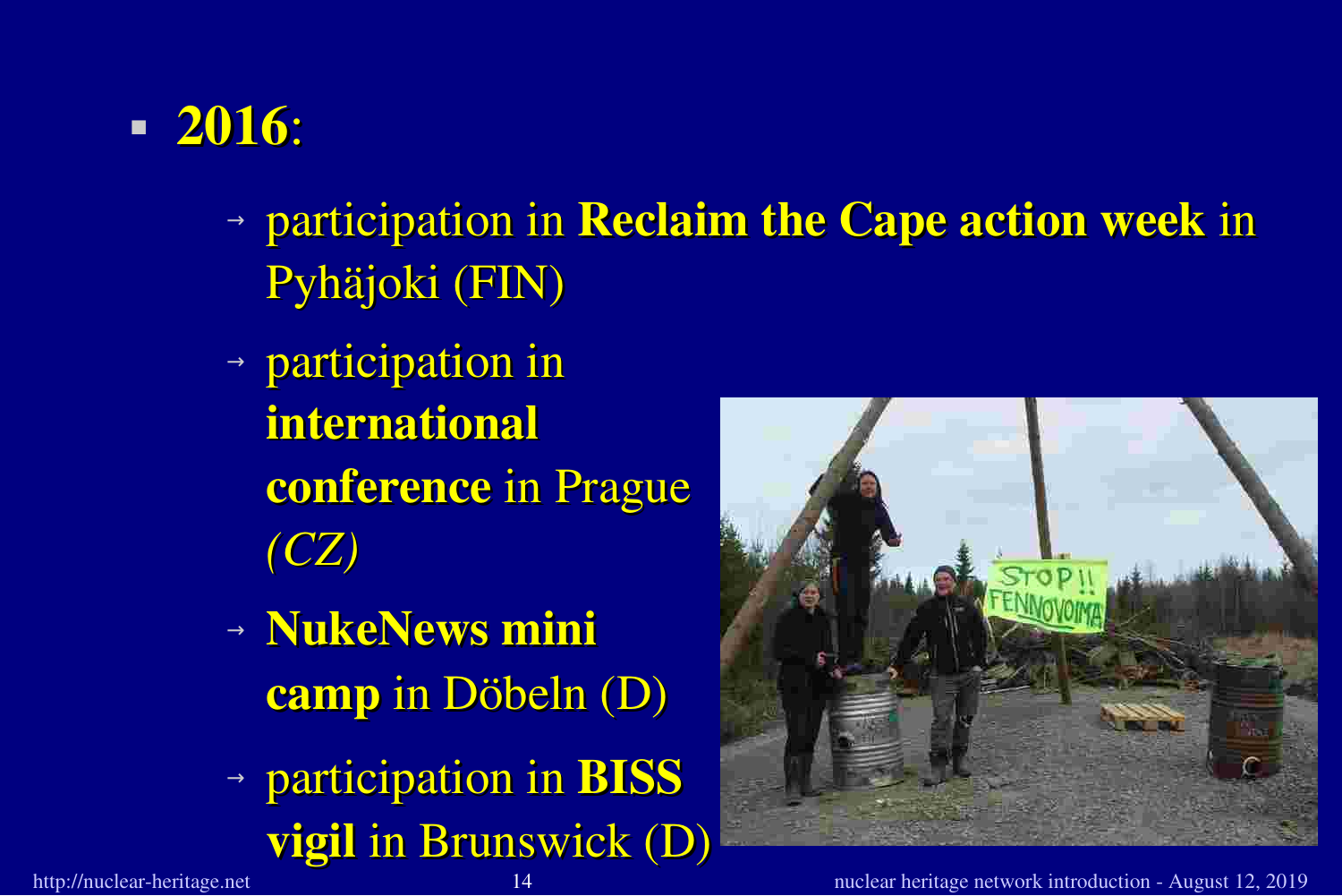- **2016**:
  - participation in **Reclaim the Cape action week** in Pyhäjoki (FIN)
  - participation in **international conference** in Prague *(CZ)*
  - **NukeNews mini camp** in Döbeln (D)
  - participation in **BISS vigil** in Brunswick (D)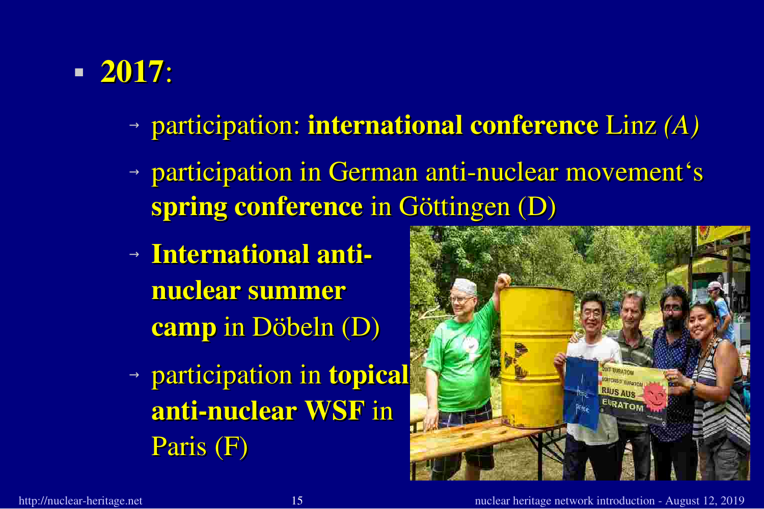- **2017**:
  - participation: **international conference** Linz *(A)*
  - participation in German anti-nuclear movement's **spring conference** in Göttingen (D)
  - **International anti-nuclear summer camp** in Döbeln (D)
  - participation in **topical anti-nuclear WSF** in Paris (F)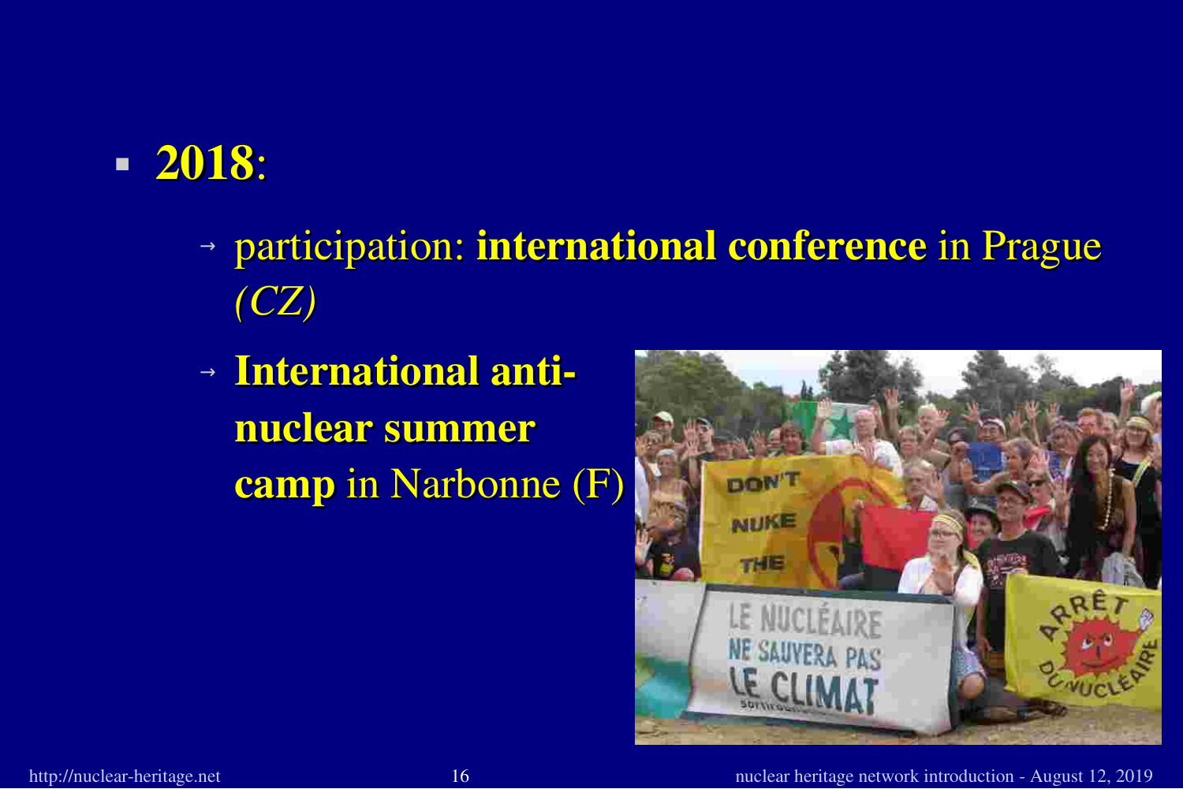- **2018**:
  - participation: **international conference** in Prague *(CZ)*
  - **International anti-nuclear summer camp** in Narbonne (F)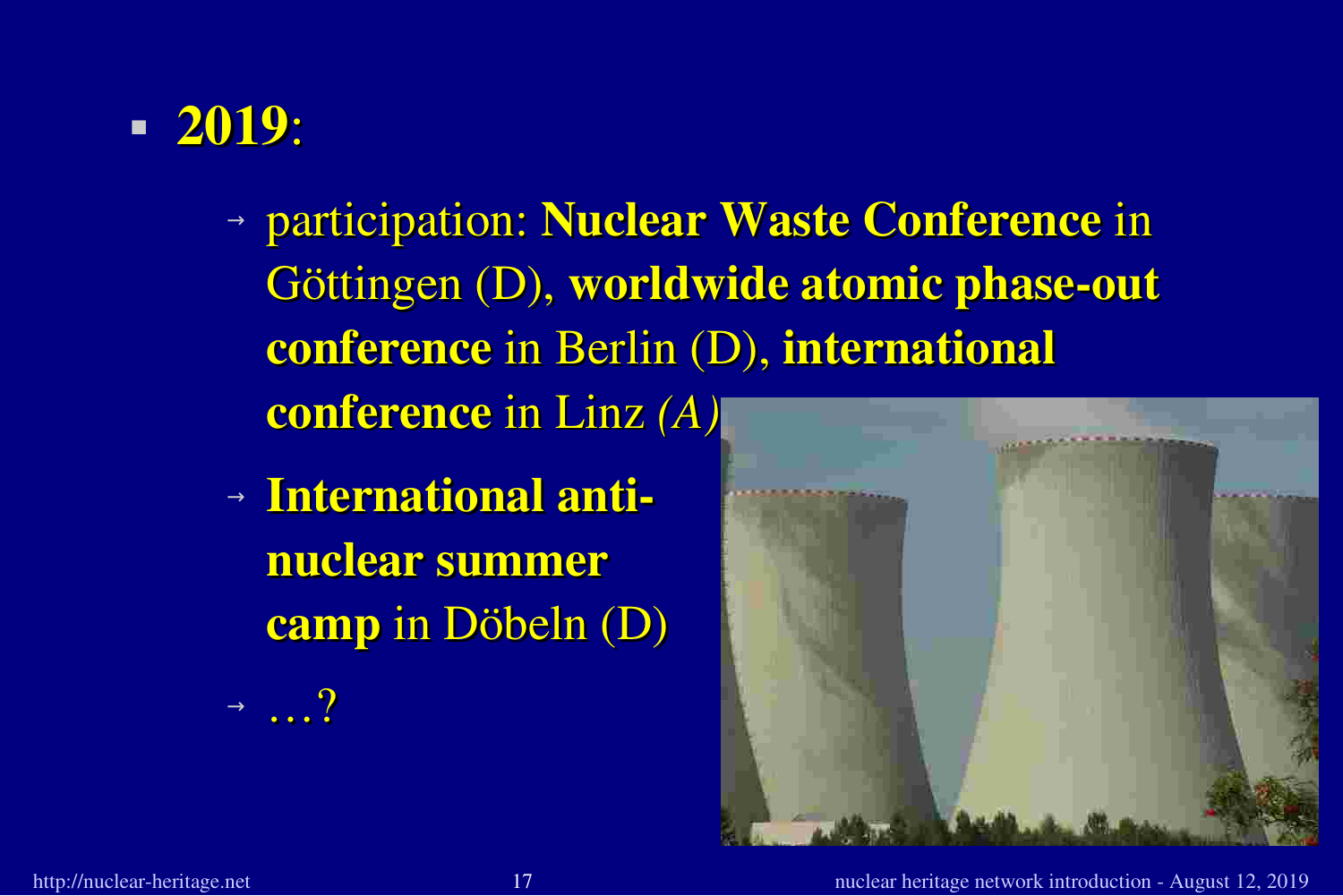- **2019**:
  - participation: **Nuclear Waste Conference** in Göttingen (D), **worldwide atomic phase-out conference** in Berlin (D), **international conference** in Linz *(A)*
  - **International anti-nuclear summer camp** in Döbeln (D)
  - …?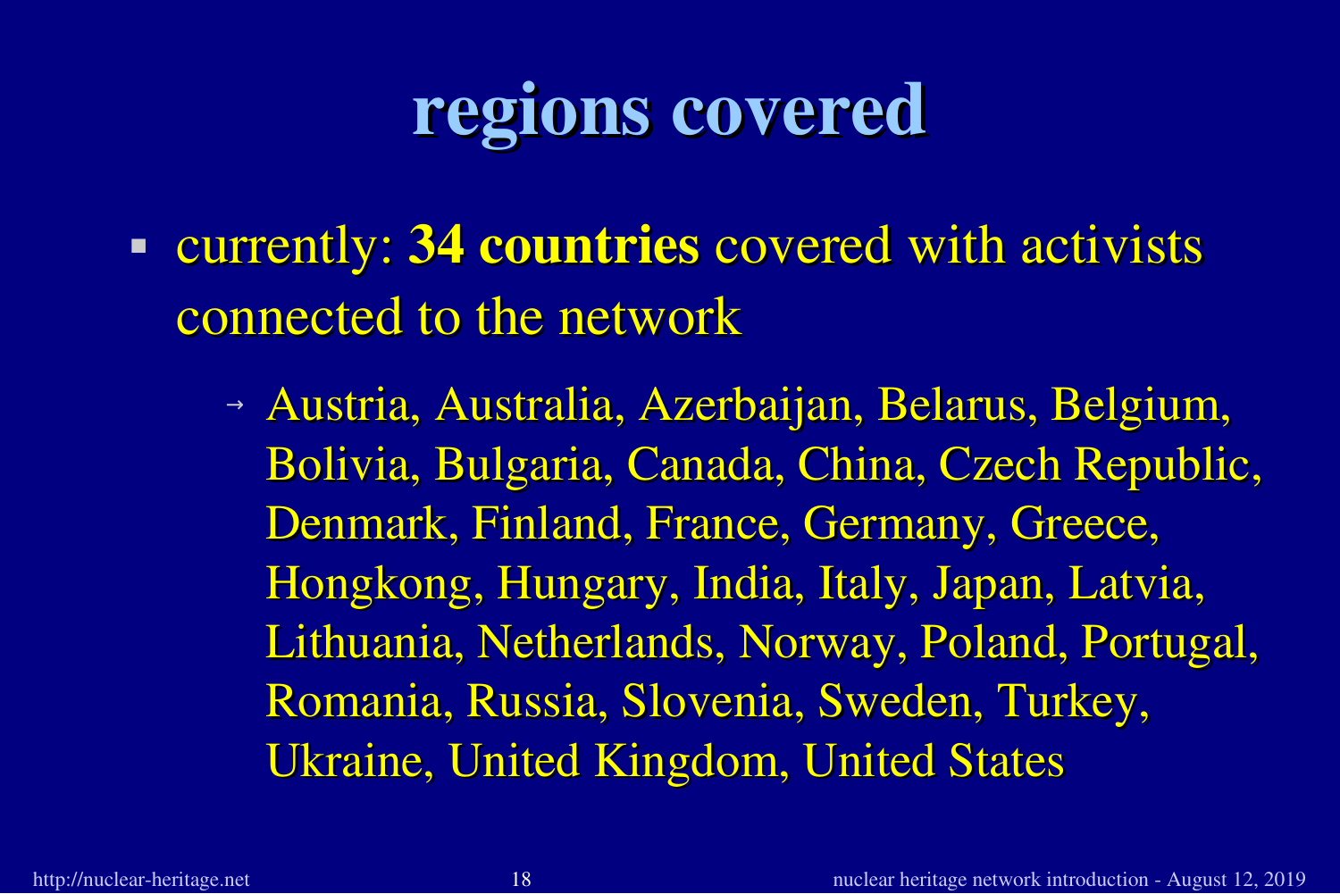# regions covered

- currently: **34 countries** covered with activists connected to the network
  - Austria, Australia, Azerbaijan, Belarus, Belgium, Bolivia, Bulgaria, Canada, China, Czech Republic, Denmark, Finland, France, Germany, Greece, Hongkong, Hungary, India, Italy, Japan, Latvia, Lithuania, Netherlands, Norway, Poland, Portugal, Romania, Russia, Slovenia, Sweden, Turkey, Ukraine, United Kingdom, United States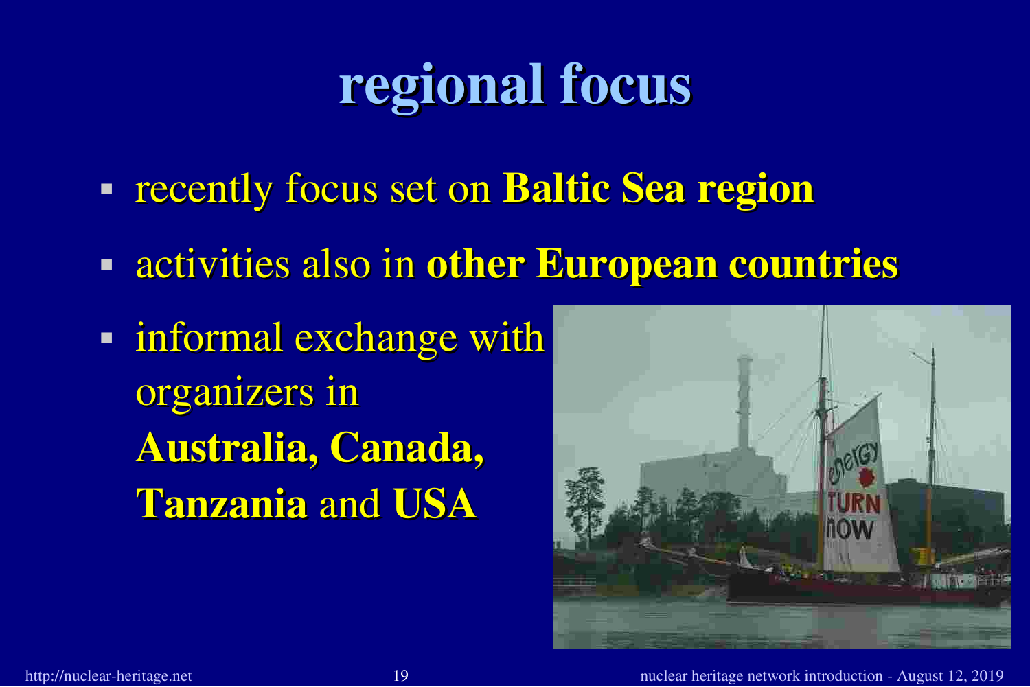# regional focus

- recently focus set on **Baltic Sea region**
- activities also in **other European countries**
- informal exchange with organizers in **Australia, Canada, Tanzania** and **USA**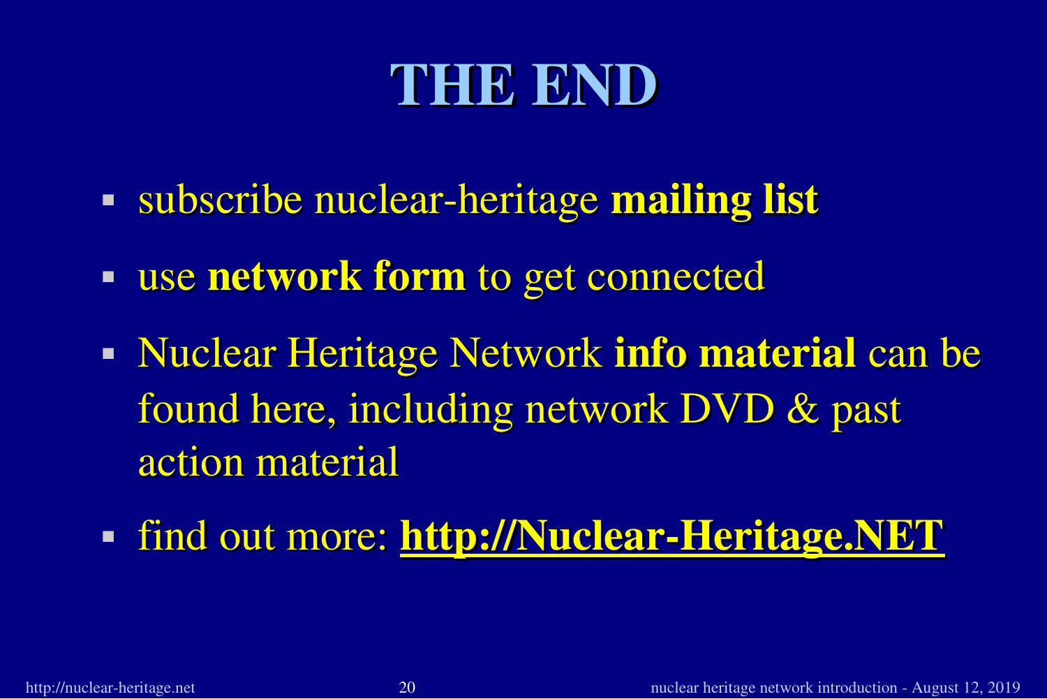# THE END

- subscribe nuclear-heritage **mailing list**
- use **network form** to get connected
- Nuclear Heritage Network **info material** can be found here, including network DVD & past action material
- find out more: **http://Nuclear-Heritage.NET**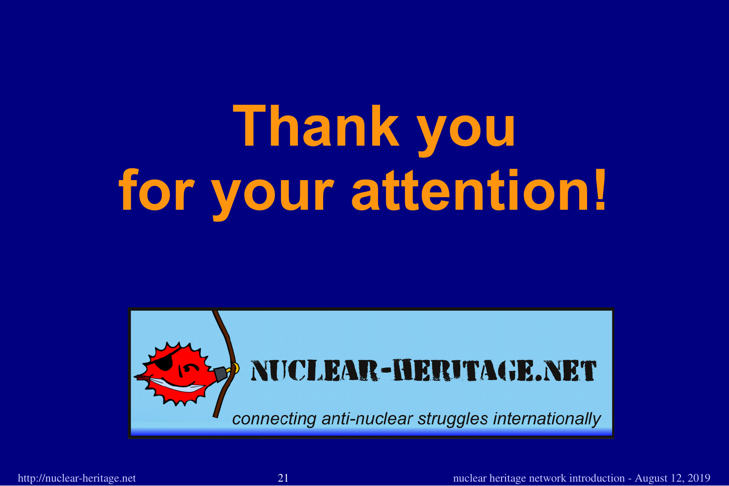# Thank you for your attention!

NUCLEAR-HERITAGE.NET

*connecting anti-nuclear struggles internationally*